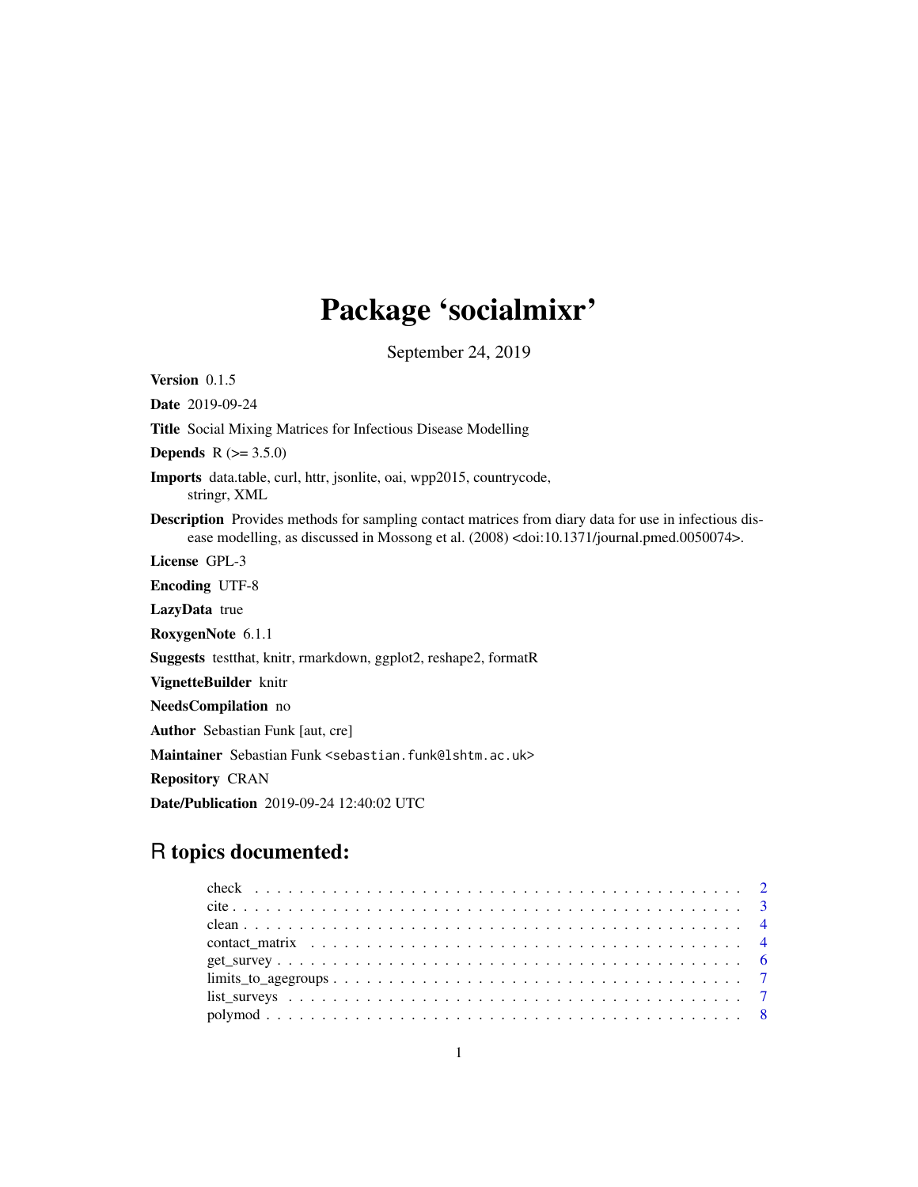# Package 'socialmixr'

September 24, 2019

**Version** 0.1.5

**Date** 2019-09-24

**Title** Social Mixing Matrices for Infectious Disease Modelling

**Depends** R (>= 3.5.0)

**Imports** data.table, curl, httr, jsonlite, oai, wpp2015, countrycode, stringr, XML

**Description** Provides methods for sampling contact matrices from diary data for use in infectious disease modelling, as discussed in Mossong et al. (2008) <doi:10.1371/journal.pmed.0050074>.

**License** GPL-3

**Encoding** UTF-8

**LazyData** true

**RoxygenNote** 6.1.1

**Suggests** testthat, knitr, rmarkdown, ggplot2, reshape2, formatR

**VignetteBuilder** knitr

**NeedsCompilation** no

**Author** Sebastian Funk [aut, cre]

**Maintainer** Sebastian Funk <sebastian.funk@lshtm.ac.uk>

**Repository** CRAN

**Date/Publication** 2019-09-24 12:40:02 UTC

## R topics documented:

- check . . . . . . . . . . . . . . . . . . . . . . . . . . . . . . . . . . . . . . . . . . . 2
- cite . . . . . . . . . . . . . . . . . . . . . . . . . . . . . . . . . . . . . . . . . . . . 3
- clean . . . . . . . . . . . . . . . . . . . . . . . . . . . . . . . . . . . . . . . . . . . 4
- contact_matrix . . . . . . . . . . . . . . . . . . . . . . . . . . . . . . . . . . . . . . 4
- get_survey . . . . . . . . . . . . . . . . . . . . . . . . . . . . . . . . . . . . . . . . 6
- limits_to_agegroups . . . . . . . . . . . . . . . . . . . . . . . . . . . . . . . . . . . 7
- list_surveys . . . . . . . . . . . . . . . . . . . . . . . . . . . . . . . . . . . . . . . 7
- polymod . . . . . . . . . . . . . . . . . . . . . . . . . . . . . . . . . . . . . . . . . 8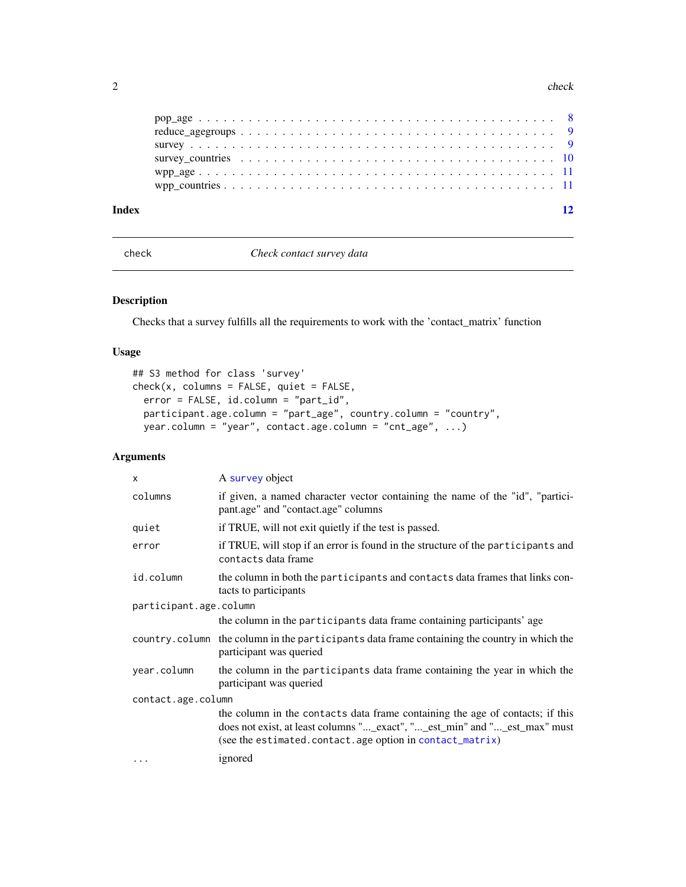| | |
|---|---|
| pop_age | 8 |
| reduce_agegroups | 9 |
| survey | 9 |
| survey_countries | 10 |
| wpp_age | 11 |
| wpp_countries | 11 |

**Index** **12**

---

## check — *Check contact survey data*

---

### Description

Checks that a survey fulfills all the requirements to work with the 'contact_matrix' function

### Usage

```
## S3 method for class 'survey'
check(x, columns = FALSE, quiet = FALSE,
  error = FALSE, id.column = "part_id",
  participant.age.column = "part_age", country.column = "country",
  year.column = "year", contact.age.column = "cnt_age", ...)
```

### Arguments

| | |
|---|---|
| `x` | A `survey` object |
| `columns` | if given, a named character vector containing the name of the "id", "participant.age" and "contact.age" columns |
| `quiet` | if TRUE, will not exit quietly if the test is passed. |
| `error` | if TRUE, will stop if an error is found in the structure of the `participants` and `contacts` data frame |
| `id.column` | the column in both the `participants` and `contacts` data frames that links contacts to participants |
| `participant.age.column` | the column in the `participants` data frame containing participants' age |
| `country.column` | the column in the `participants` data frame containing the country in which the participant was queried |
| `year.column` | the column in the `participants` data frame containing the year in which the participant was queried |
| `contact.age.column` | the column in the `contacts` data frame containing the age of contacts; if this does not exist, at least columns "..._exact", "..._est_min" and "..._est_max" must (see the `estimated.contact.age` option in `contact_matrix`) |
| `...` | ignored |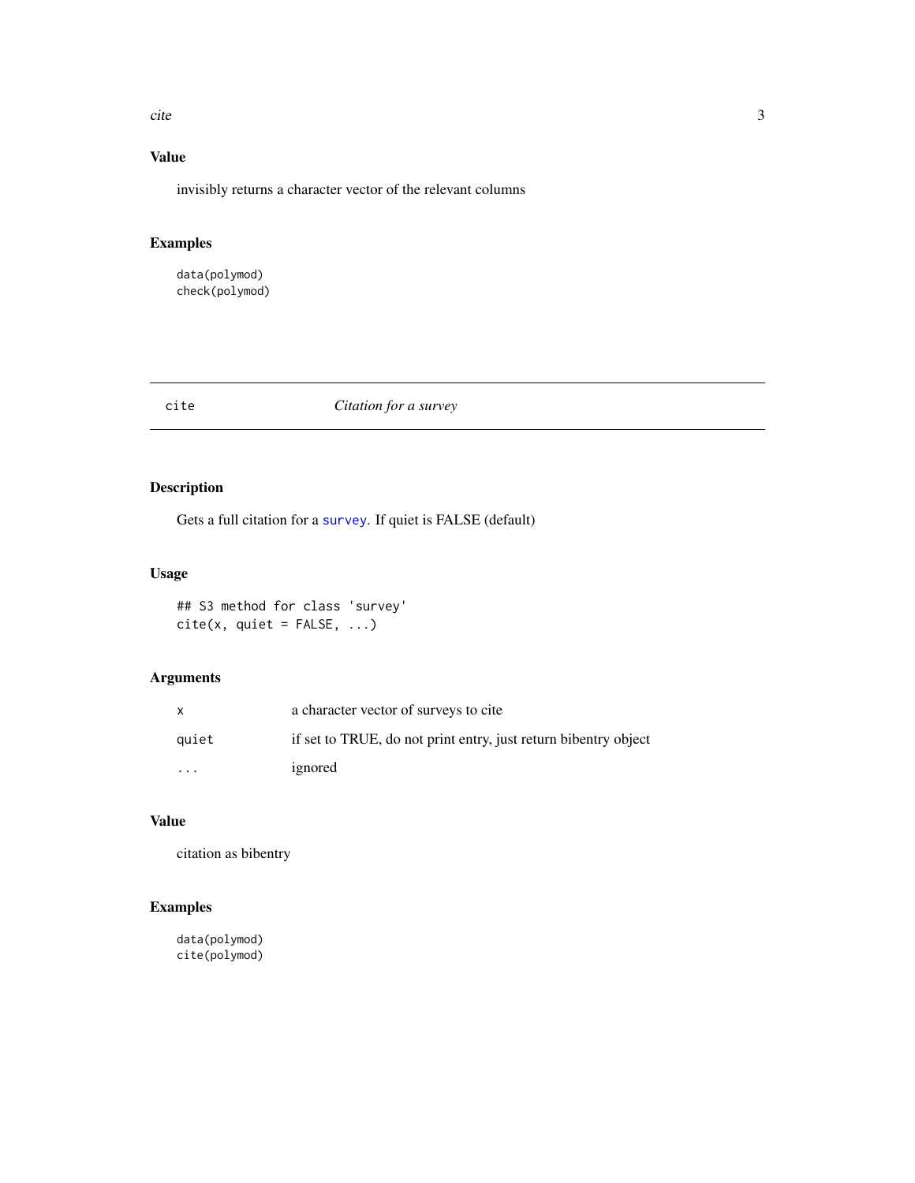## Value

invisibly returns a character vector of the relevant columns

## Examples

```
data(polymod)
check(polymod)
```

---

# cite — *Citation for a survey*

---

## Description

Gets a full citation for a `survey`. If quiet is FALSE (default)

## Usage

```
## S3 method for class 'survey'
cite(x, quiet = FALSE, ...)
```

## Arguments

| | |
|---|---|
| `x` | a character vector of surveys to cite |
| `quiet` | if set to TRUE, do not print entry, just return bibentry object |
| `...` | ignored |

## Value

citation as bibentry

## Examples

```
data(polymod)
cite(polymod)
```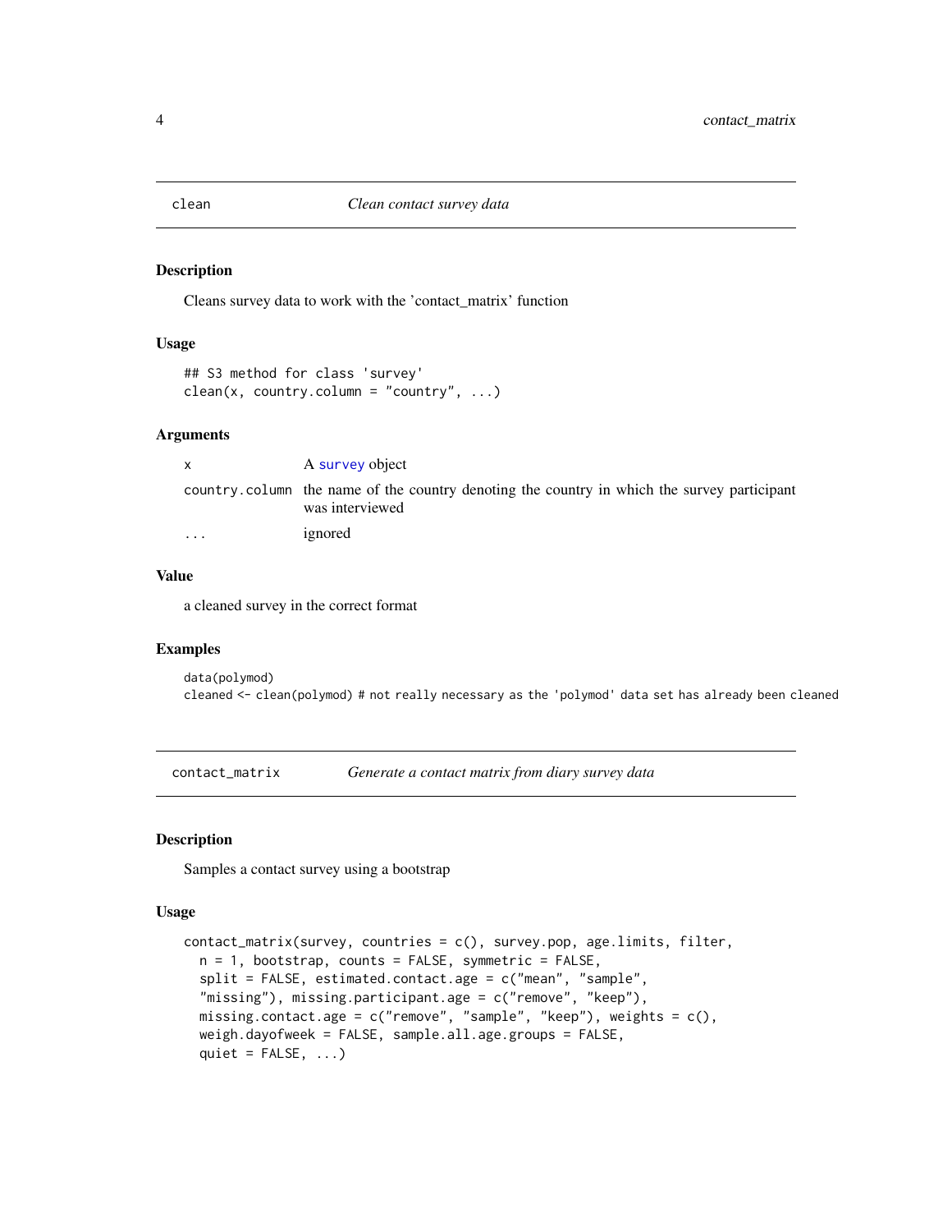## clean — *Clean contact survey data*

### Description

Cleans survey data to work with the 'contact_matrix' function

### Usage

```
## S3 method for class 'survey'
clean(x, country.column = "country", ...)
```

### Arguments

| | |
|---|---|
| x | A survey object |
| country.column | the name of the country denoting the country in which the survey participant was interviewed |
| ... | ignored |

### Value

a cleaned survey in the correct format

### Examples

```
data(polymod)
cleaned <- clean(polymod) # not really necessary as the 'polymod' data set has already been cleaned
```

## contact_matrix — *Generate a contact matrix from diary survey data*

### Description

Samples a contact survey using a bootstrap

### Usage

```
contact_matrix(survey, countries = c(), survey.pop, age.limits, filter,
  n = 1, bootstrap, counts = FALSE, symmetric = FALSE,
  split = FALSE, estimated.contact.age = c("mean", "sample",
  "missing"), missing.participant.age = c("remove", "keep"),
  missing.contact.age = c("remove", "sample", "keep"), weights = c(),
  weigh.dayofweek = FALSE, sample.all.age.groups = FALSE,
  quiet = FALSE, ...)
```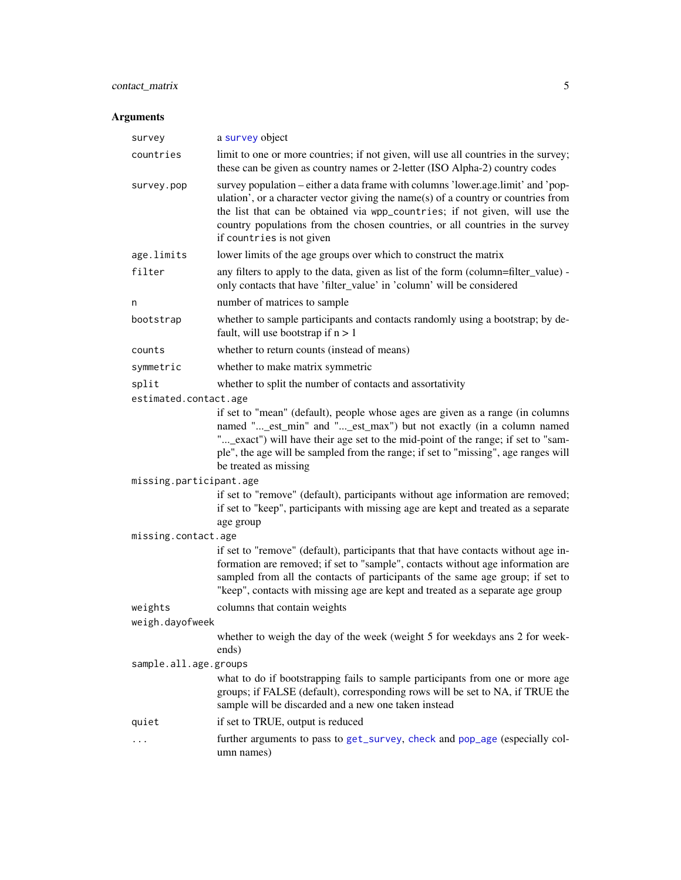## Arguments

| Argument | Description |
|---|---|
| `survey` | a survey object |
| `countries` | limit to one or more countries; if not given, will use all countries in the survey; these can be given as country names or 2-letter (ISO Alpha-2) country codes |
| `survey.pop` | survey population – either a data frame with columns 'lower.age.limit' and 'population', or a character vector giving the name(s) of a country or countries from the list that can be obtained via `wpp_countries`; if not given, will use the country populations from the chosen countries, or all countries in the survey if `countries` is not given |
| `age.limits` | lower limits of the age groups over which to construct the matrix |
| `filter` | any filters to apply to the data, given as list of the form (column=filter_value) - only contacts that have 'filter_value' in 'column' will be considered |
| `n` | number of matrices to sample |
| `bootstrap` | whether to sample participants and contacts randomly using a bootstrap; by default, will use bootstrap if n > 1 |
| `counts` | whether to return counts (instead of means) |
| `symmetric` | whether to make matrix symmetric |
| `split` | whether to split the number of contacts and assortativity |
| `estimated.contact.age` | if set to "mean" (default), people whose ages are given as a range (in columns named "..._est_min" and "..._est_max") but not exactly (in a column named "..._exact") will have their age set to the mid-point of the range; if set to "sample", the age will be sampled from the range; if set to "missing", age ranges will be treated as missing |
| `missing.participant.age` | if set to "remove" (default), participants without age information are removed; if set to "keep", participants with missing age are kept and treated as a separate age group |
| `missing.contact.age` | if set to "remove" (default), participants that that have contacts without age information are removed; if set to "sample", contacts without age information are sampled from all the contacts of participants of the same age group; if set to "keep", contacts with missing age are kept and treated as a separate age group |
| `weights` | columns that contain weights |
| `weigh.dayofweek` | whether to weigh the day of the week (weight 5 for weekdays ans 2 for weekends) |
| `sample.all.age.groups` | what to do if bootstrapping fails to sample participants from one or more age groups; if FALSE (default), corresponding rows will be set to NA, if TRUE the sample will be discarded and a new one taken instead |
| `quiet` | if set to TRUE, output is reduced |
| `...` | further arguments to pass to `get_survey`, `check` and `pop_age` (especially column names) |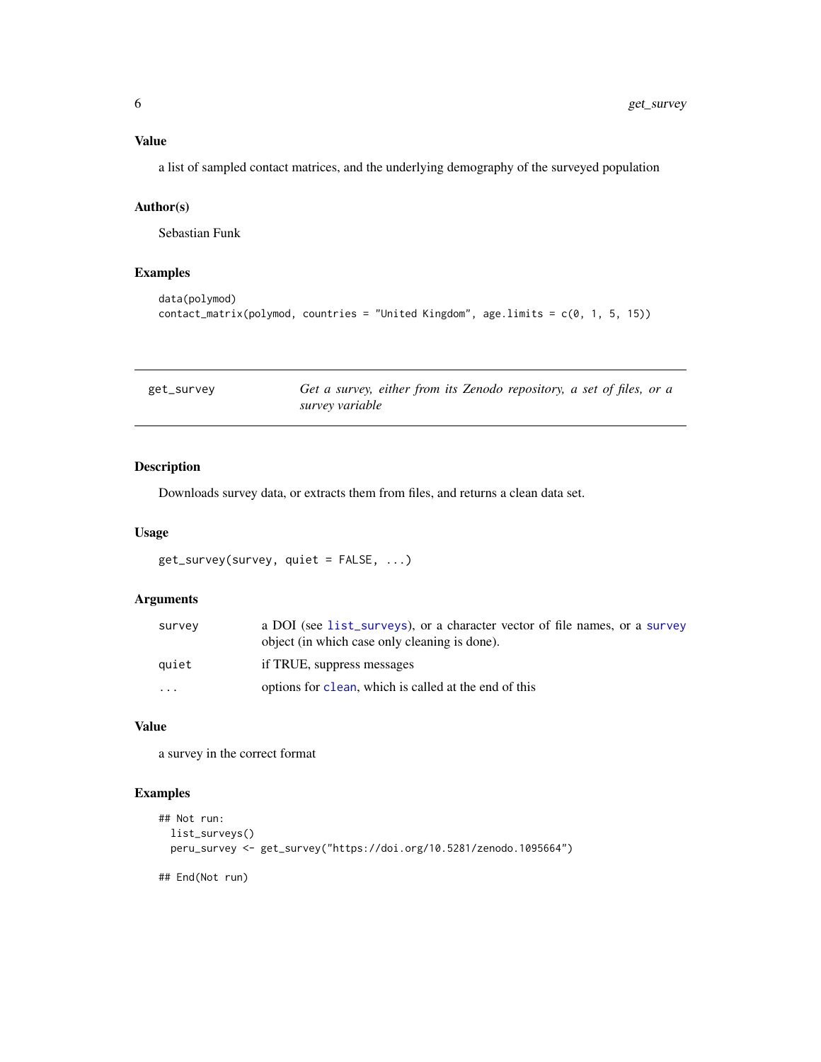### Value

a list of sampled contact matrices, and the underlying demography of the surveyed population

### Author(s)

Sebastian Funk

### Examples

```
data(polymod)
contact_matrix(polymod, countries = "United Kingdom", age.limits = c(0, 1, 5, 15))
```

---

## get_survey — *Get a survey, either from its Zenodo repository, a set of files, or a survey variable*

---

### Description

Downloads survey data, or extracts them from files, and returns a clean data set.

### Usage

```
get_survey(survey, quiet = FALSE, ...)
```

### Arguments

| Argument | Description |
|---|---|
| `survey` | a DOI (see `list_surveys`), or a character vector of file names, or a `survey` object (in which case only cleaning is done). |
| `quiet` | if TRUE, suppress messages |
| `...` | options for `clean`, which is called at the end of this |

### Value

a survey in the correct format

### Examples

```
## Not run:
  list_surveys()
  peru_survey <- get_survey("https://doi.org/10.5281/zenodo.1095664")

## End(Not run)
```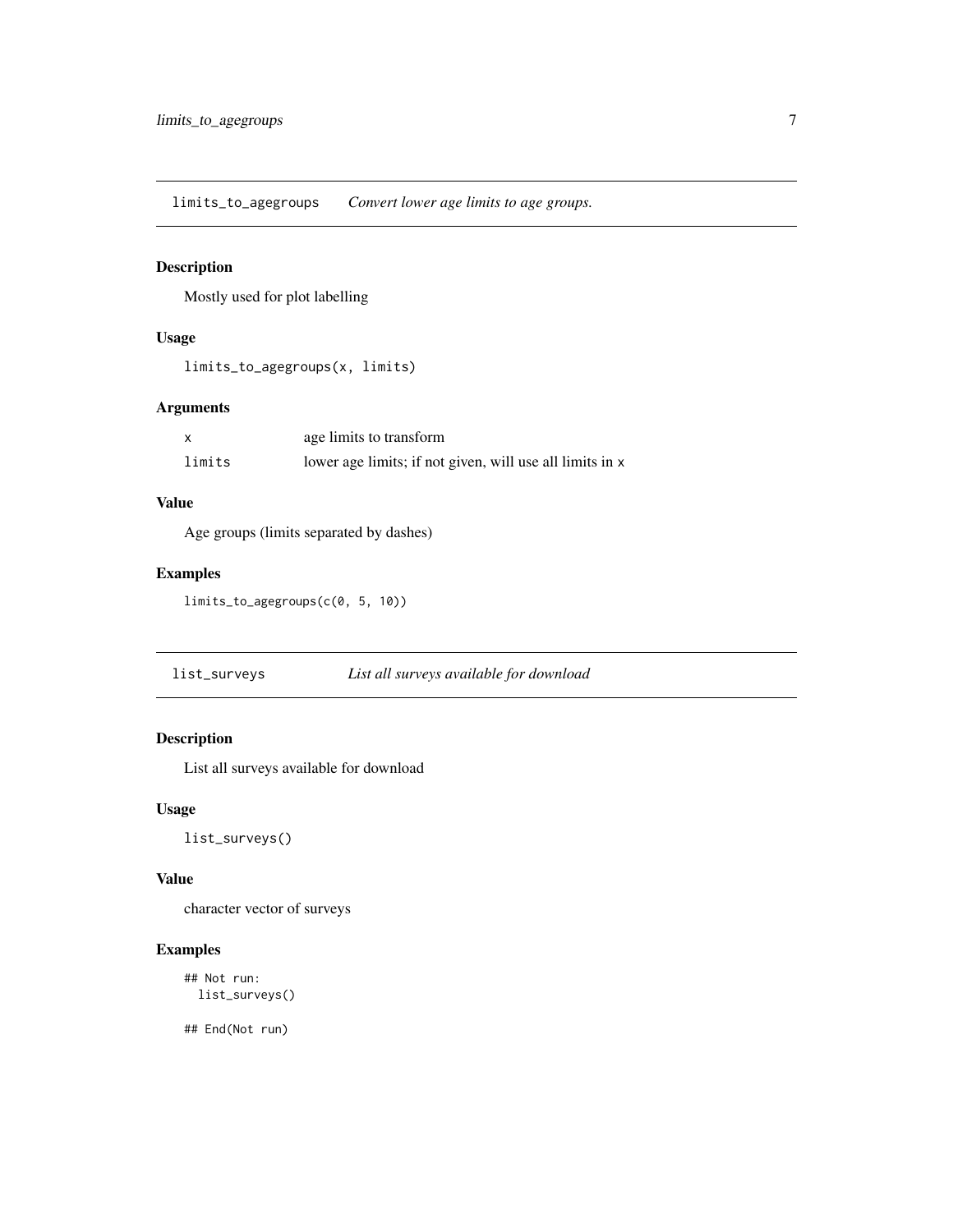## limits_to_agegroups *Convert lower age limits to age groups.*

### Description

Mostly used for plot labelling

### Usage

```
limits_to_agegroups(x, limits)
```

### Arguments

| | |
|---|---|
| x | age limits to transform |
| limits | lower age limits; if not given, will use all limits in x |

### Value

Age groups (limits separated by dashes)

### Examples

```
limits_to_agegroups(c(0, 5, 10))
```

## list_surveys *List all surveys available for download*

### Description

List all surveys available for download

### Usage

```
list_surveys()
```

### Value

character vector of surveys

### Examples

```
## Not run:
  list_surveys()

## End(Not run)
```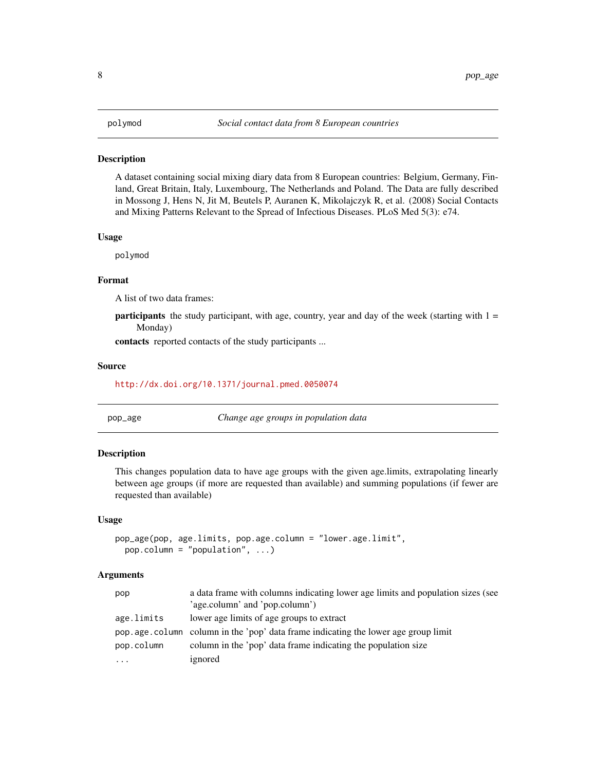## polymod — *Social contact data from 8 European countries*

### Description

A dataset containing social mixing diary data from 8 European countries: Belgium, Germany, Finland, Great Britain, Italy, Luxembourg, The Netherlands and Poland. The Data are fully described in Mossong J, Hens N, Jit M, Beutels P, Auranen K, Mikolajczyk R, et al. (2008) Social Contacts and Mixing Patterns Relevant to the Spread of Infectious Diseases. PLoS Med 5(3): e74.

### Usage

```
polymod
```

### Format

A list of two data frames:

**participants** the study participant, with age, country, year and day of the week (starting with 1 = Monday)

**contacts** reported contacts of the study participants ...

### Source

http://dx.doi.org/10.1371/journal.pmed.0050074

## pop_age — *Change age groups in population data*

### Description

This changes population data to have age groups with the given age.limits, extrapolating linearly between age groups (if more are requested than available) and summing populations (if fewer are requested than available)

### Usage

```
pop_age(pop, age.limits, pop.age.column = "lower.age.limit",
  pop.column = "population", ...)
```

### Arguments

| | |
|---|---|
| pop | a data frame with columns indicating lower age limits and population sizes (see 'age.column' and 'pop.column') |
| age.limits | lower age limits of age groups to extract |
| pop.age.column | column in the 'pop' data frame indicating the lower age group limit |
| pop.column | column in the 'pop' data frame indicating the population size |
| ... | ignored |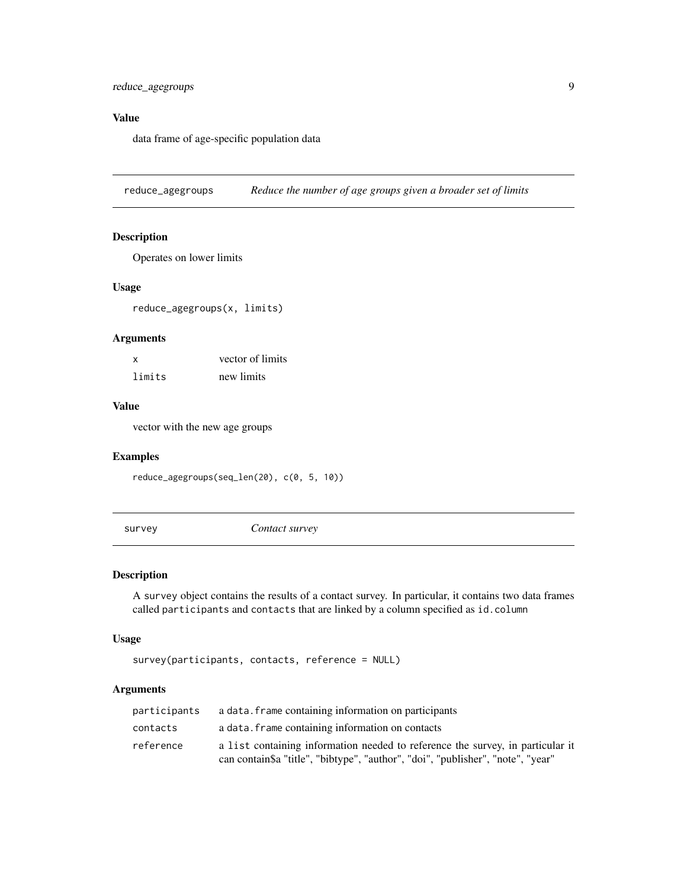## Value

data frame of age-specific population data

---

## reduce_agegroups — *Reduce the number of age groups given a broader set of limits*

### Description

Operates on lower limits

### Usage

```
reduce_agegroups(x, limits)
```

### Arguments

| | |
|---|---|
| `x` | vector of limits |
| `limits` | new limits |

### Value

vector with the new age groups

### Examples

```
reduce_agegroups(seq_len(20), c(0, 5, 10))
```

---

## survey — *Contact survey*

### Description

A `survey` object contains the results of a contact survey. In particular, it contains two data frames called `participants` and `contacts` that are linked by a column specified as `id.column`

### Usage

```
survey(participants, contacts, reference = NULL)
```

### Arguments

| | |
|---|---|
| `participants` | a `data.frame` containing information on participants |
| `contacts` | a `data.frame` containing information on contacts |
| `reference` | a `list` containing information needed to reference the survey, in particular it can contain$a "title", "bibtype", "author", "doi", "publisher", "note", "year" |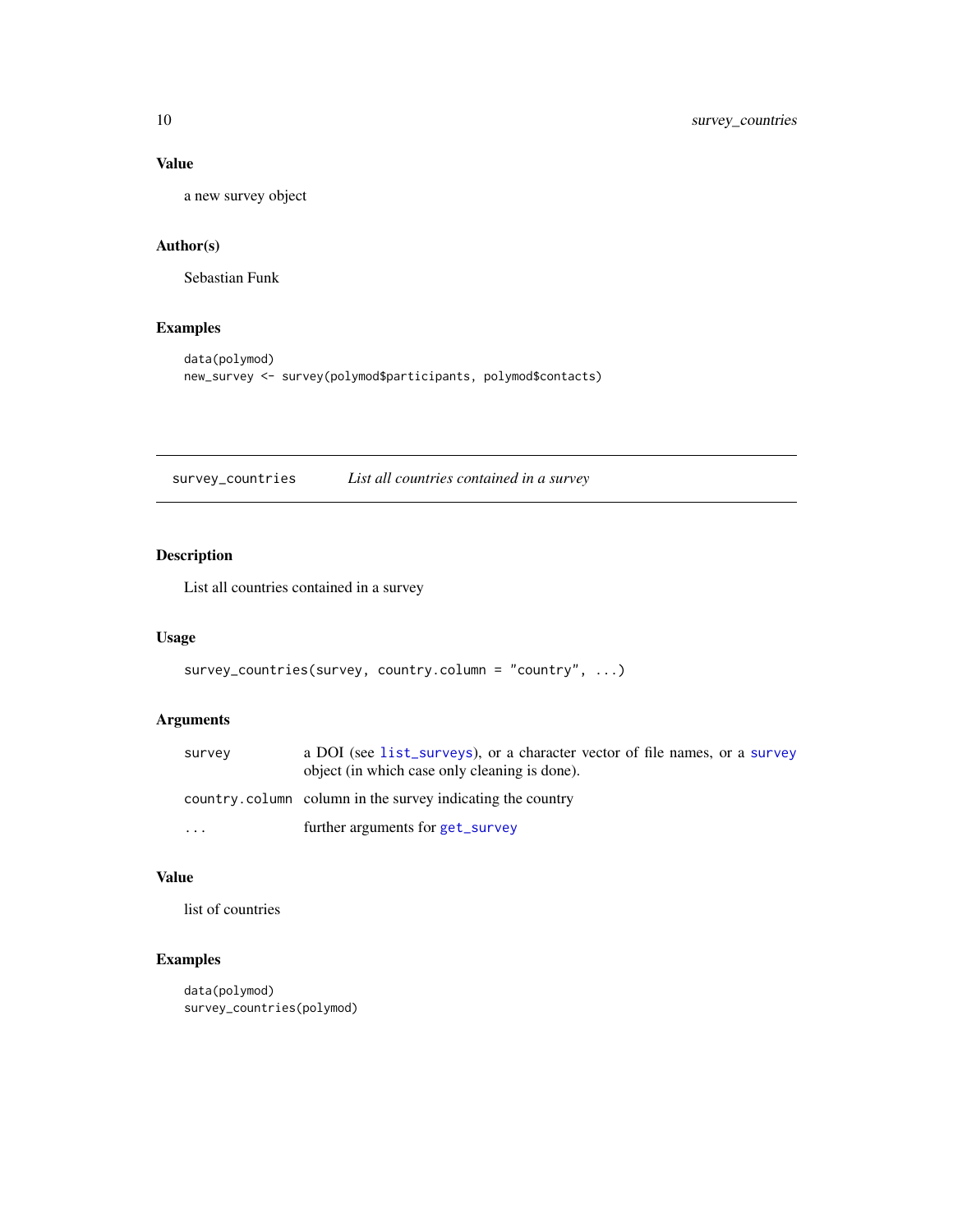### Value

a new survey object

### Author(s)

Sebastian Funk

### Examples

```
data(polymod)
new_survey <- survey(polymod$participants, polymod$contacts)
```

---

## survey_countries    *List all countries contained in a survey*

---

### Description

List all countries contained in a survey

### Usage

```
survey_countries(survey, country.column = "country", ...)
```

### Arguments

| | |
|---|---|
| survey | a DOI (see list_surveys), or a character vector of file names, or a survey object (in which case only cleaning is done). |
| country.column | column in the survey indicating the country |
| ... | further arguments for get_survey |

### Value

list of countries

### Examples

```
data(polymod)
survey_countries(polymod)
```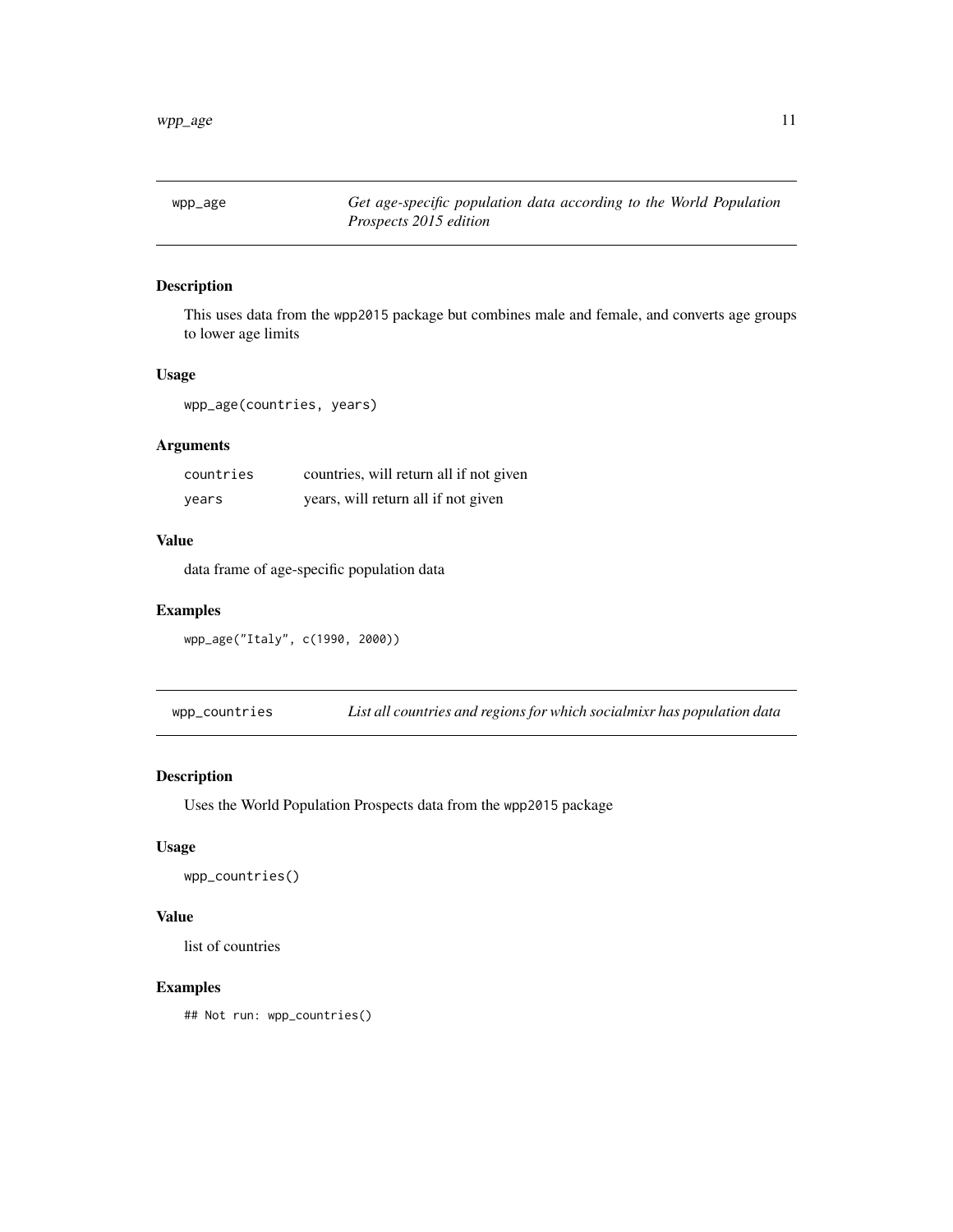## wpp_age — *Get age-specific population data according to the World Population Prospects 2015 edition*

### Description

This uses data from the wpp2015 package but combines male and female, and converts age groups to lower age limits

### Usage

```
wpp_age(countries, years)
```

### Arguments

| | |
|---|---|
| countries | countries, will return all if not given |
| years | years, will return all if not given |

### Value

data frame of age-specific population data

### Examples

```
wpp_age("Italy", c(1990, 2000))
```

## wpp_countries — *List all countries and regions for which socialmixr has population data*

### Description

Uses the World Population Prospects data from the wpp2015 package

### Usage

```
wpp_countries()
```

### Value

list of countries

### Examples

```
## Not run: wpp_countries()
```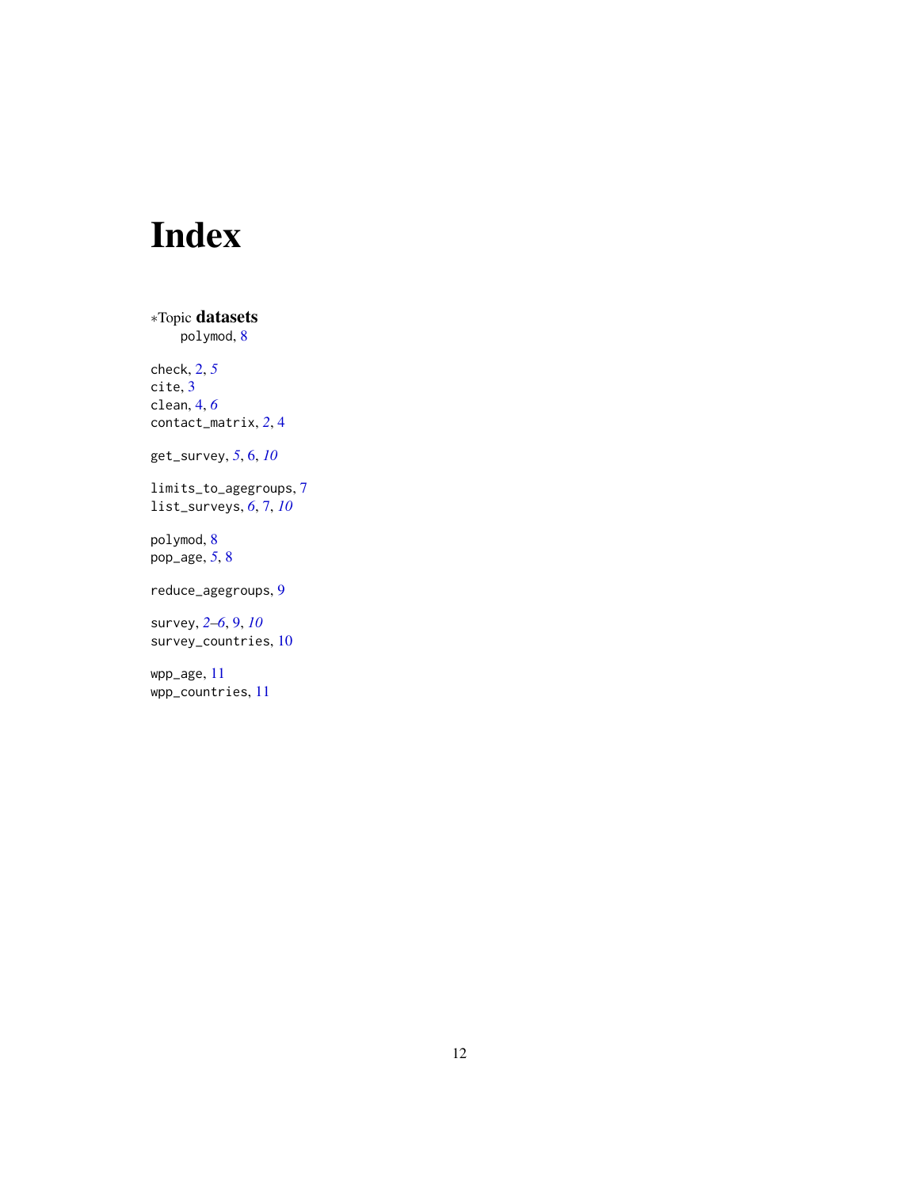# Index

*Topic **datasets**
  polymod, 8

check, 2, *5*
cite, 3
clean, 4, *6*
contact_matrix, *2*, 4

get_survey, *5*, 6, *10*

limits_to_agegroups, 7
list_surveys, *6*, 7, *10*

polymod, 8
pop_age, *5*, 8

reduce_agegroups, 9

survey, *2–6*, 9, *10*
survey_countries, 10

wpp_age, 11
wpp_countries, 11